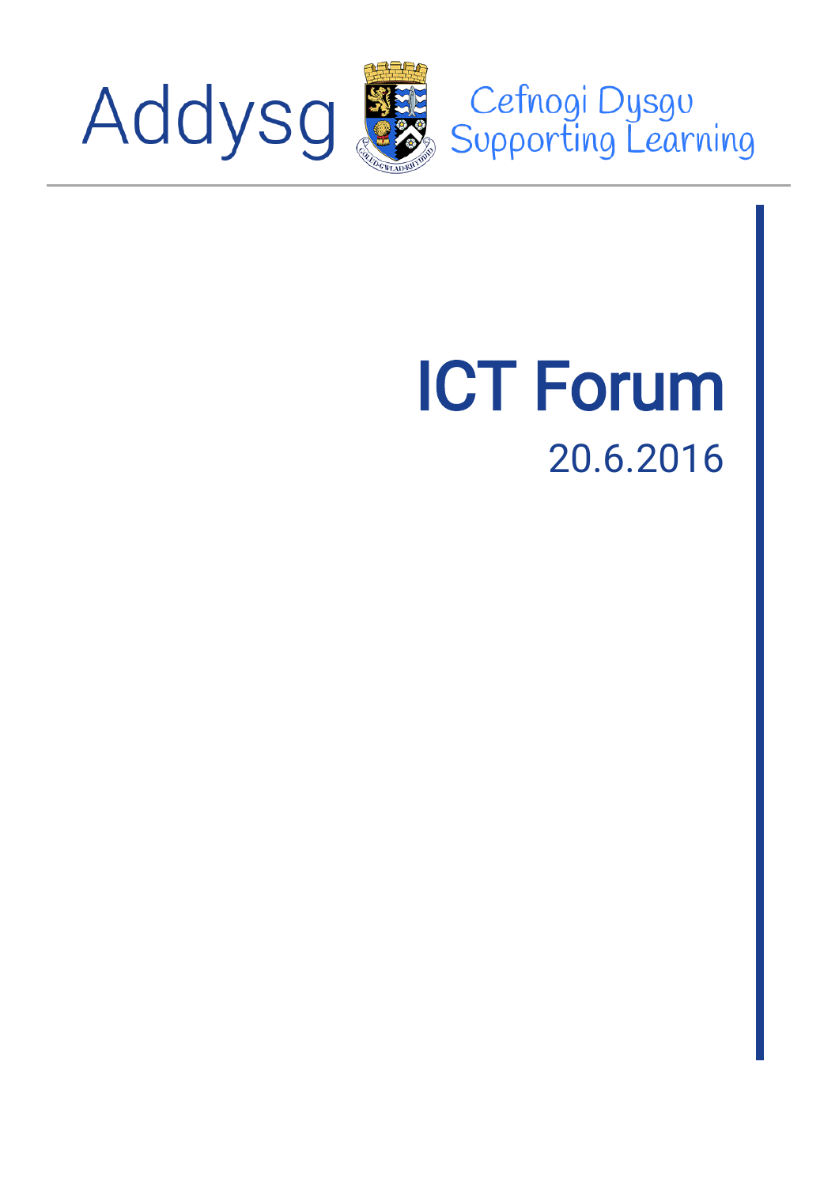Addysg Cefnogi Dysgu Supporting Learning

# ICT Forum

20.6.2016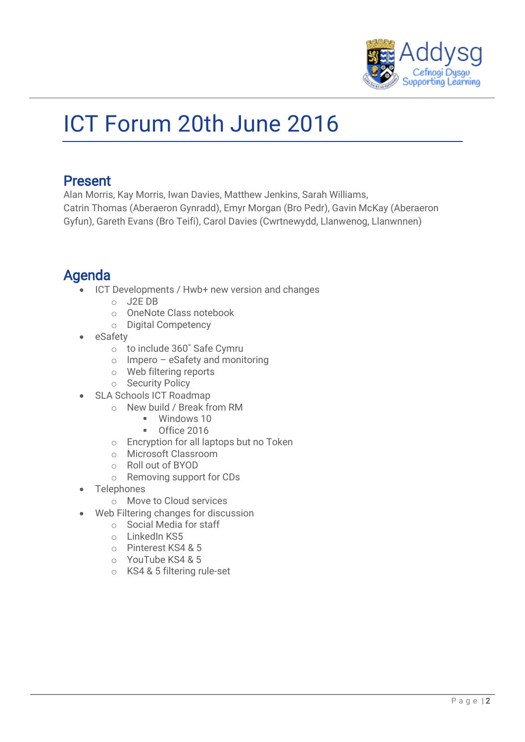# ICT Forum 20th June 2016

## Present

Alan Morris, Kay Morris, Iwan Davies, Matthew Jenkins, Sarah Williams,
Catrin Thomas (Aberaeron Gynradd), Emyr Morgan (Bro Pedr), Gavin McKay (Aberaeron Gyfun), Gareth Evans (Bro Teifi), Carol Davies (Cwrtnewydd, Llanwenog, Llanwnnen)

## Agenda

- ICT Developments / Hwb+ new version and changes
  - J2E DB
  - OneNote Class notebook
  - Digital Competency
- eSafety
  - to include 360˚ Safe Cymru
  - Impero – eSafety and monitoring
  - Web filtering reports
  - Security Policy
- SLA Schools ICT Roadmap
  - New build / Break from RM
    - Windows 10
    - Office 2016
  - Encryption for all laptops but no Token
  - Microsoft Classroom
  - Roll out of BYOD
  - Removing support for CDs
- Telephones
  - Move to Cloud services
- Web Filtering changes for discussion
  - Social Media for staff
  - LinkedIn KS5
  - Pinterest KS4 & 5
  - YouTube KS4 & 5
  - KS4 & 5 filtering rule-set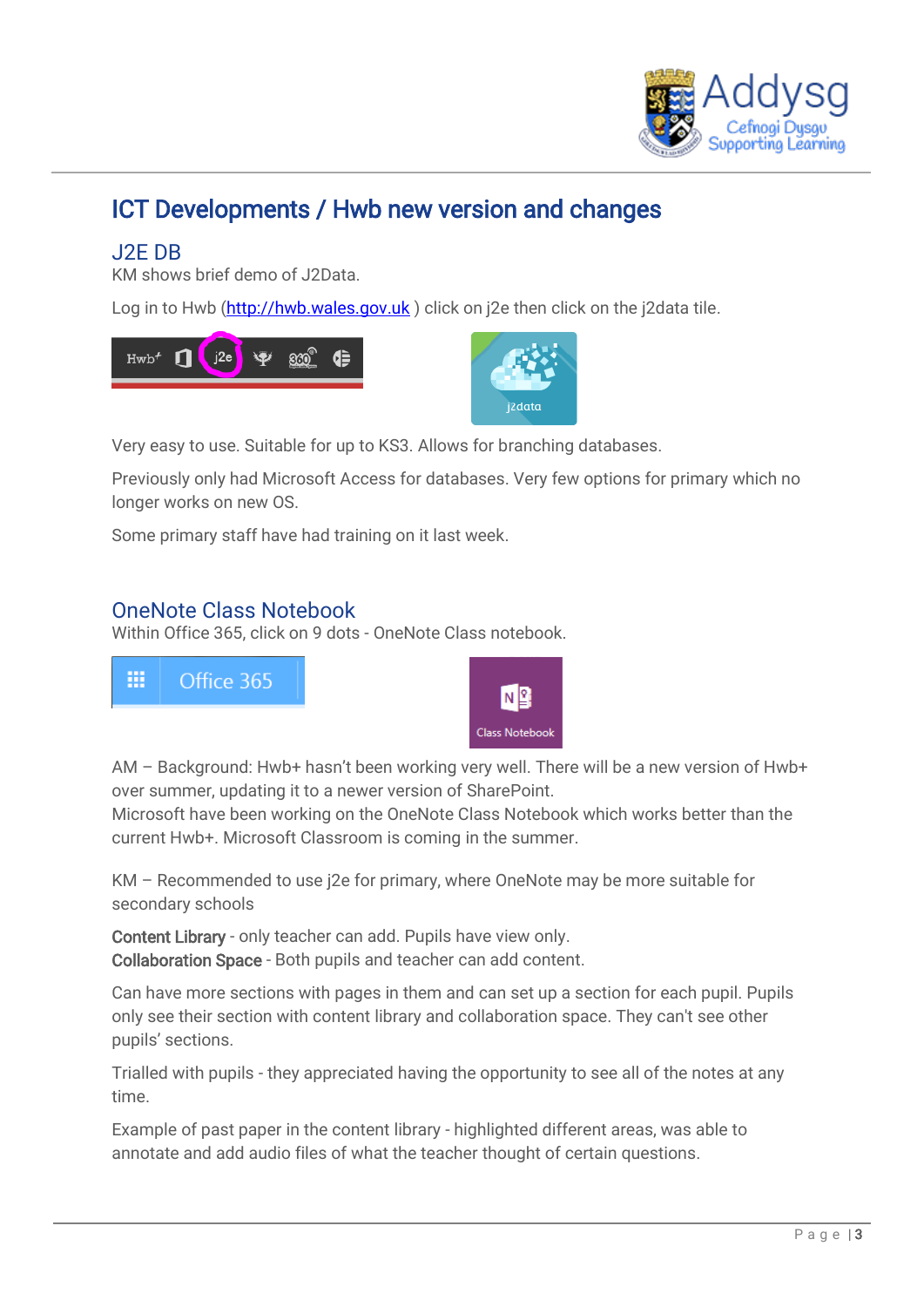# ICT Developments / Hwb new version and changes

## J2E DB

KM shows brief demo of J2Data.

Log in to Hwb (http://hwb.wales.gov.uk ) click on j2e then click on the j2data tile.

Very easy to use. Suitable for up to KS3. Allows for branching databases.

Previously only had Microsoft Access for databases. Very few options for primary which no longer works on new OS.

Some primary staff have had training on it last week.

## OneNote Class Notebook

Within Office 365, click on 9 dots - OneNote Class notebook.

AM – Background: Hwb+ hasn't been working very well. There will be a new version of Hwb+ over summer, updating it to a newer version of SharePoint.
Microsoft have been working on the OneNote Class Notebook which works better than the current Hwb+. Microsoft Classroom is coming in the summer.

KM – Recommended to use j2e for primary, where OneNote may be more suitable for secondary schools

**Content Library** - only teacher can add. Pupils have view only.
**Collaboration Space** - Both pupils and teacher can add content.

Can have more sections with pages in them and can set up a section for each pupil. Pupils only see their section with content library and collaboration space. They can't see other pupils' sections.

Trialled with pupils - they appreciated having the opportunity to see all of the notes at any time.

Example of past paper in the content library - highlighted different areas, was able to annotate and add audio files of what the teacher thought of certain questions.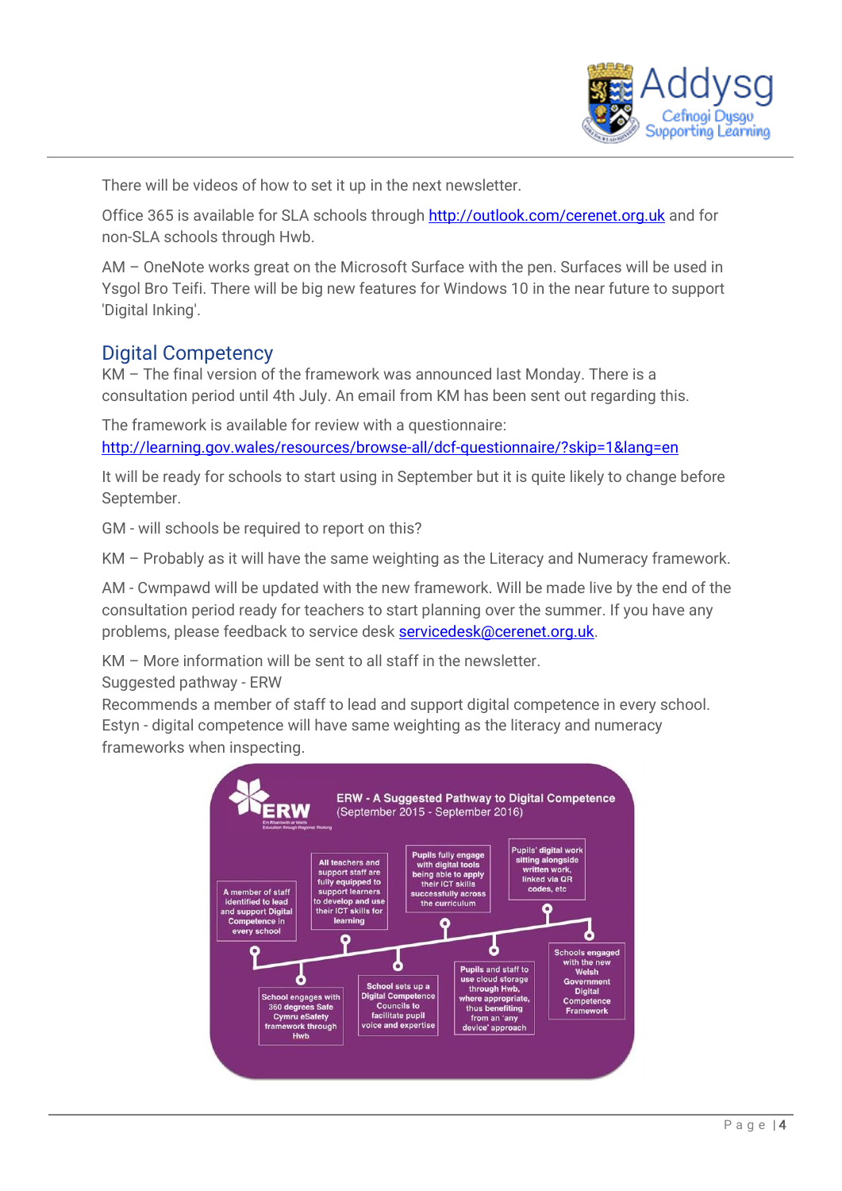There will be videos of how to set it up in the next newsletter.

Office 365 is available for SLA schools through http://outlook.com/cerenet.org.uk and for non-SLA schools through Hwb.

AM – OneNote works great on the Microsoft Surface with the pen. Surfaces will be used in Ysgol Bro Teifi. There will be big new features for Windows 10 in the near future to support 'Digital Inking'.

## Digital Competency

KM – The final version of the framework was announced last Monday. There is a consultation period until 4th July. An email from KM has been sent out regarding this.

The framework is available for review with a questionnaire: http://learning.gov.wales/resources/browse-all/dcf-questionnaire/?skip=1&lang=en

It will be ready for schools to start using in September but it is quite likely to change before September.

GM - will schools be required to report on this?

KM – Probably as it will have the same weighting as the Literacy and Numeracy framework.

AM - Cwmpawd will be updated with the new framework. Will be made live by the end of the consultation period ready for teachers to start planning over the summer. If you have any problems, please feedback to service desk servicedesk@cerenet.org.uk.

KM – More information will be sent to all staff in the newsletter.
Suggested pathway - ERW
Recommends a member of staff to lead and support digital competence in every school.
Estyn - digital competence will have same weighting as the literacy and numeracy frameworks when inspecting.

**ERW - A Suggested Pathway to Digital Competence**
(September 2015 - September 2016)

- A member of staff identified to lead and support Digital Competence in every school
- School engages with 360 degrees Safe Cymru eSafety framework through Hwb
- All teachers and support staff are fully equipped to support learners to develop and use their ICT skills for learning
- School sets up a Digital Competence Councils to facilitate pupil voice and expertise
- Pupils fully engage with digital tools being able to apply their ICT skills successfully across the curriculum
- Pupils and staff to use cloud storage through Hwb, where appropriate, thus benefiting from an 'any device' approach
- Pupils' digital work sitting alongside written work, linked via QR codes, etc
- Schools engaged with the new Welsh Government Digital Competence Framework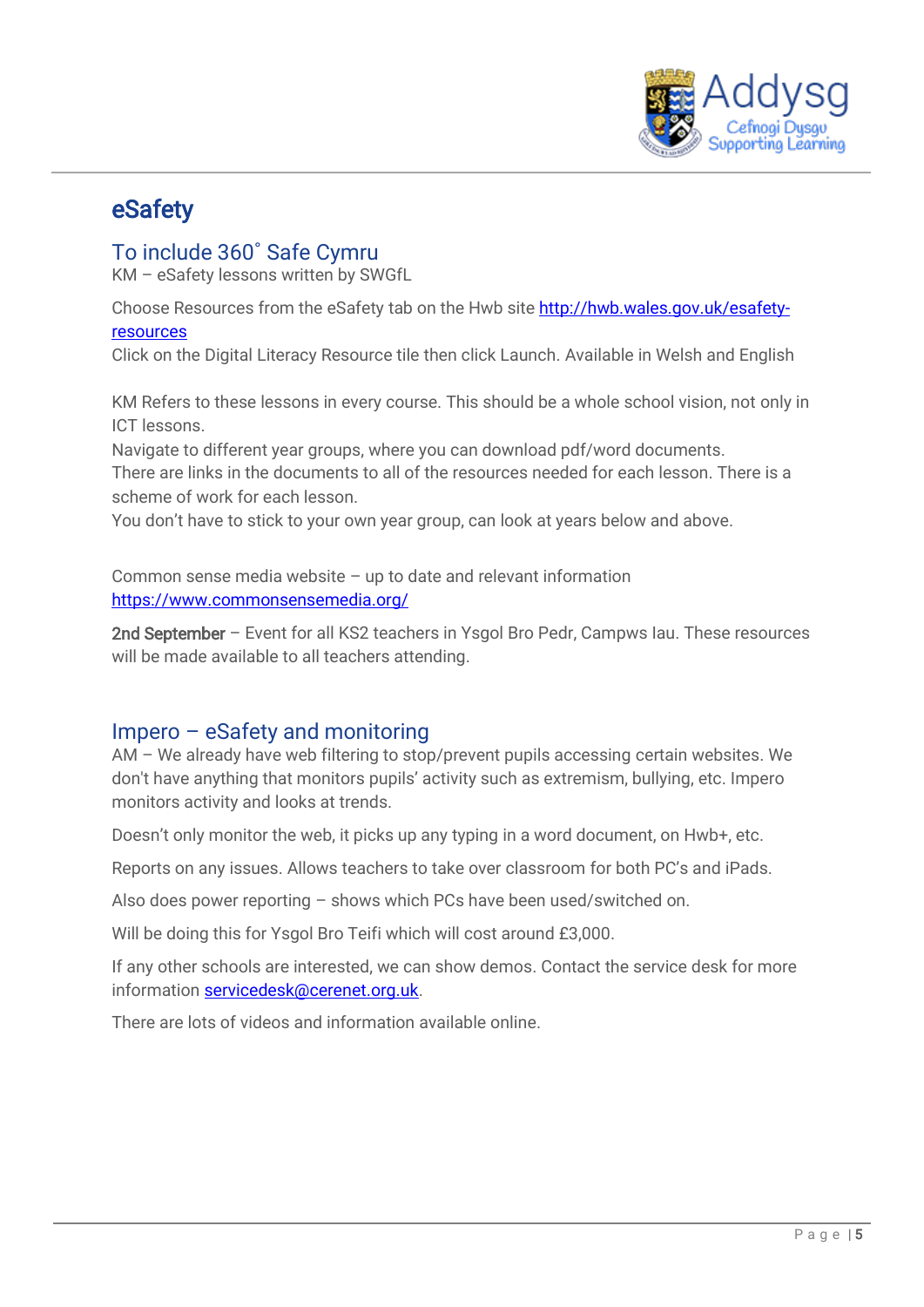# eSafety

## To include 360˚ Safe Cymru

KM – eSafety lessons written by SWGfL

Choose Resources from the eSafety tab on the Hwb site http://hwb.wales.gov.uk/esafety-resources

Click on the Digital Literacy Resource tile then click Launch. Available in Welsh and English

KM Refers to these lessons in every course. This should be a whole school vision, not only in ICT lessons.

Navigate to different year groups, where you can download pdf/word documents.

There are links in the documents to all of the resources needed for each lesson. There is a scheme of work for each lesson.

You don't have to stick to your own year group, can look at years below and above.

Common sense media website – up to date and relevant information https://www.commonsensemedia.org/

**2nd September** – Event for all KS2 teachers in Ysgol Bro Pedr, Campws Iau. These resources will be made available to all teachers attending.

## Impero – eSafety and monitoring

AM – We already have web filtering to stop/prevent pupils accessing certain websites. We don't have anything that monitors pupils' activity such as extremism, bullying, etc. Impero monitors activity and looks at trends.

Doesn't only monitor the web, it picks up any typing in a word document, on Hwb+, etc.

Reports on any issues. Allows teachers to take over classroom for both PC's and iPads.

Also does power reporting – shows which PCs have been used/switched on.

Will be doing this for Ysgol Bro Teifi which will cost around £3,000.

If any other schools are interested, we can show demos. Contact the service desk for more information servicedesk@cerenet.org.uk.

There are lots of videos and information available online.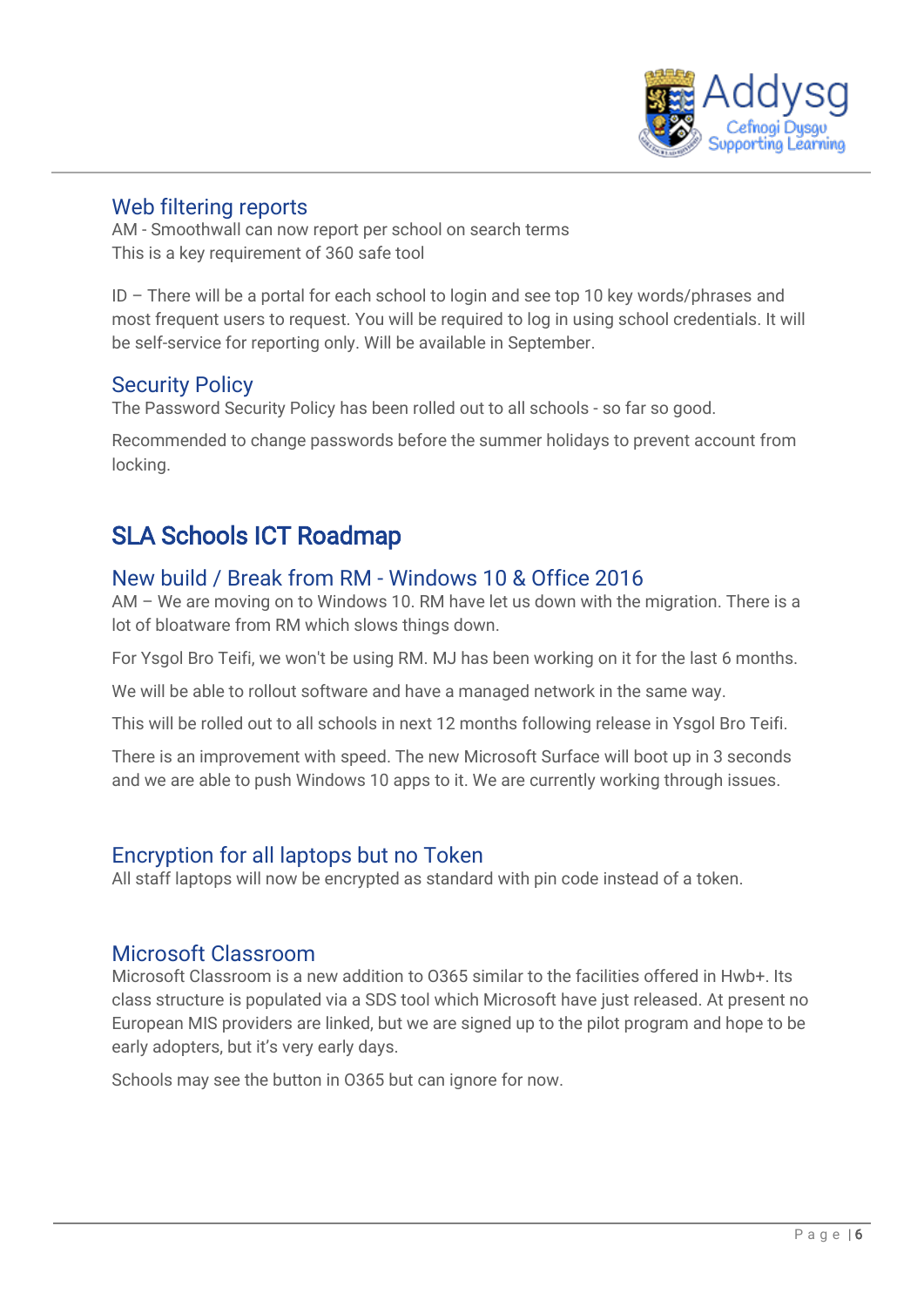### Web filtering reports

AM - Smoothwall can now report per school on search terms
This is a key requirement of 360 safe tool

ID – There will be a portal for each school to login and see top 10 key words/phrases and most frequent users to request. You will be required to log in using school credentials. It will be self-service for reporting only. Will be available in September.

### Security Policy

The Password Security Policy has been rolled out to all schools - so far so good.

Recommended to change passwords before the summer holidays to prevent account from locking.

## SLA Schools ICT Roadmap

### New build / Break from RM - Windows 10 & Office 2016

AM – We are moving on to Windows 10. RM have let us down with the migration. There is a lot of bloatware from RM which slows things down.

For Ysgol Bro Teifi, we won't be using RM. MJ has been working on it for the last 6 months.

We will be able to rollout software and have a managed network in the same way.

This will be rolled out to all schools in next 12 months following release in Ysgol Bro Teifi.

There is an improvement with speed. The new Microsoft Surface will boot up in 3 seconds and we are able to push Windows 10 apps to it. We are currently working through issues.

### Encryption for all laptops but no Token

All staff laptops will now be encrypted as standard with pin code instead of a token.

### Microsoft Classroom

Microsoft Classroom is a new addition to O365 similar to the facilities offered in Hwb+. Its class structure is populated via a SDS tool which Microsoft have just released. At present no European MIS providers are linked, but we are signed up to the pilot program and hope to be early adopters, but it's very early days.

Schools may see the button in O365 but can ignore for now.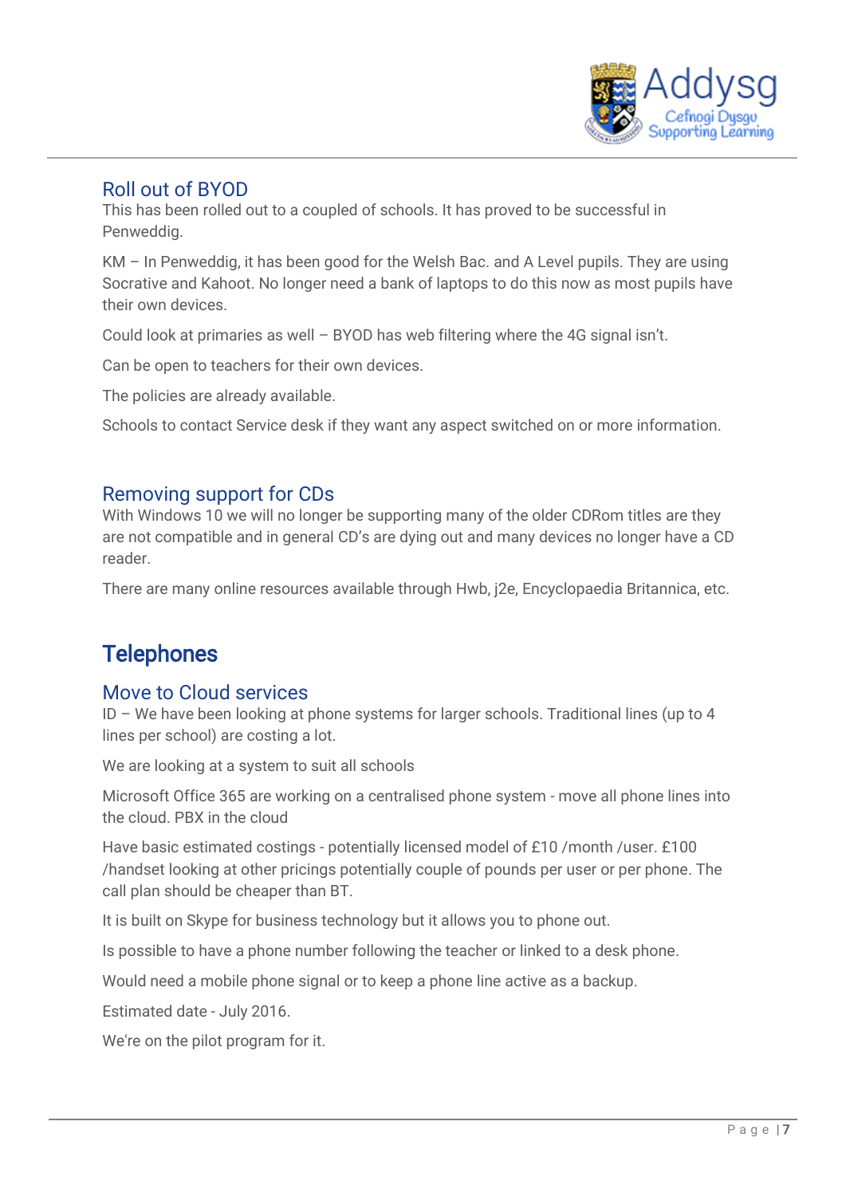### Roll out of BYOD

This has been rolled out to a coupled of schools. It has proved to be successful in Penweddig.

KM – In Penweddig, it has been good for the Welsh Bac. and A Level pupils. They are using Socrative and Kahoot. No longer need a bank of laptops to do this now as most pupils have their own devices.

Could look at primaries as well – BYOD has web filtering where the 4G signal isn't.

Can be open to teachers for their own devices.

The policies are already available.

Schools to contact Service desk if they want any aspect switched on or more information.

### Removing support for CDs

With Windows 10 we will no longer be supporting many of the older CDRom titles are they are not compatible and in general CD's are dying out and many devices no longer have a CD reader.

There are many online resources available through Hwb, j2e, Encyclopaedia Britannica, etc.

## Telephones

### Move to Cloud services

ID – We have been looking at phone systems for larger schools. Traditional lines (up to 4 lines per school) are costing a lot.

We are looking at a system to suit all schools

Microsoft Office 365 are working on a centralised phone system - move all phone lines into the cloud. PBX in the cloud

Have basic estimated costings - potentially licensed model of £10 /month /user. £100 /handset looking at other pricings potentially couple of pounds per user or per phone. The call plan should be cheaper than BT.

It is built on Skype for business technology but it allows you to phone out.

Is possible to have a phone number following the teacher or linked to a desk phone.

Would need a mobile phone signal or to keep a phone line active as a backup.

Estimated date - July 2016.

We're on the pilot program for it.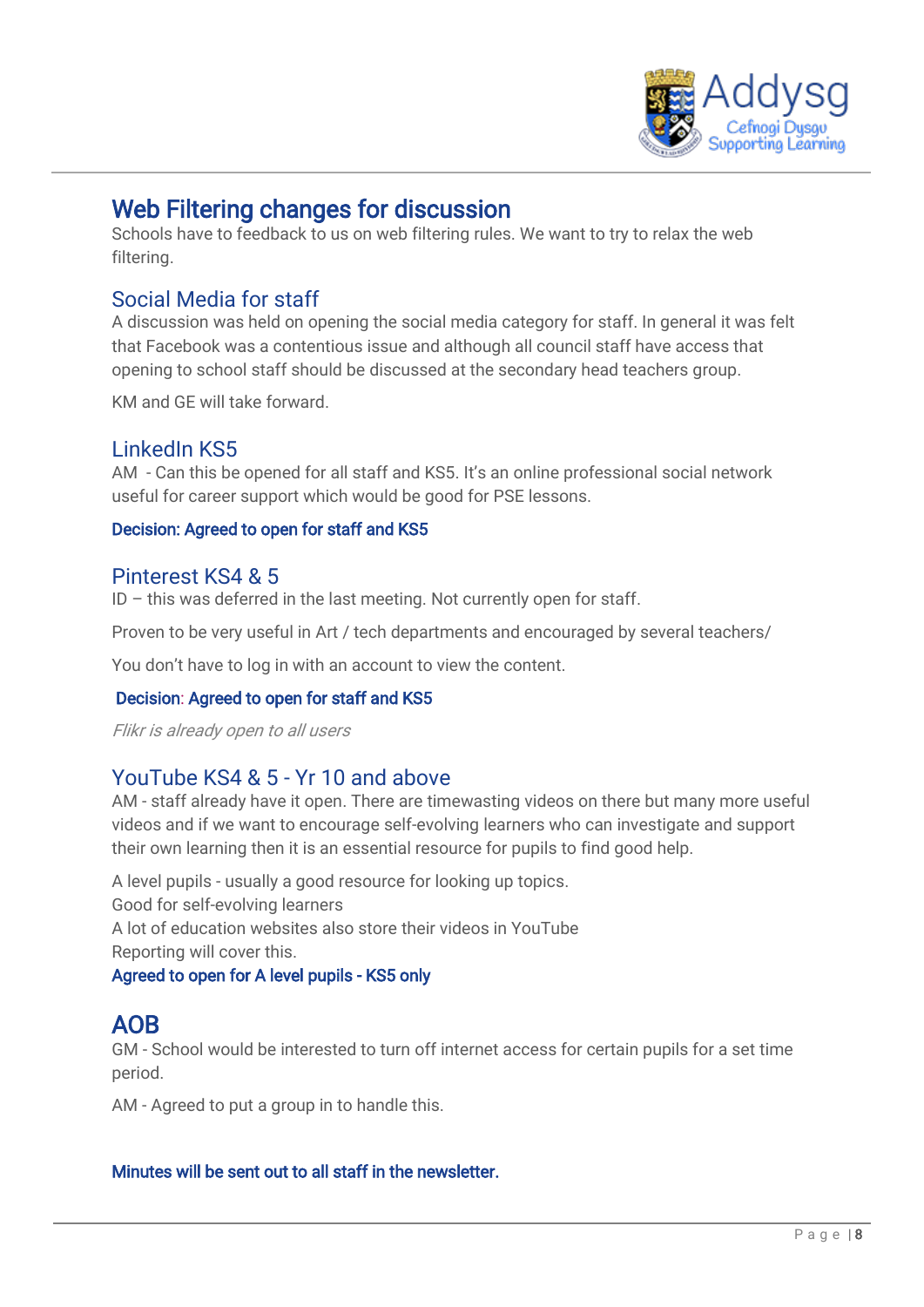# Web Filtering changes for discussion

Schools have to feedback to us on web filtering rules. We want to try to relax the web filtering.

## Social Media for staff

A discussion was held on opening the social media category for staff. In general it was felt that Facebook was a contentious issue and although all council staff have access that opening to school staff should be discussed at the secondary head teachers group.

KM and GE will take forward.

## LinkedIn KS5

AM - Can this be opened for all staff and KS5. It's an online professional social network useful for career support which would be good for PSE lessons.

**Decision: Agreed to open for staff and KS5**

## Pinterest KS4 & 5

ID – this was deferred in the last meeting. Not currently open for staff.

Proven to be very useful in Art / tech departments and encouraged by several teachers/

You don't have to log in with an account to view the content.

**Decision: Agreed to open for staff and KS5**

*Flikr is already open to all users*

## YouTube KS4 & 5 - Yr 10 and above

AM - staff already have it open. There are timewasting videos on there but many more useful videos and if we want to encourage self-evolving learners who can investigate and support their own learning then it is an essential resource for pupils to find good help.

A level pupils - usually a good resource for looking up topics.
Good for self-evolving learners
A lot of education websites also store their videos in YouTube
Reporting will cover this.
**Agreed to open for A level pupils - KS5 only**

# AOB

GM - School would be interested to turn off internet access for certain pupils for a set time period.

AM - Agreed to put a group in to handle this.

**Minutes will be sent out to all staff in the newsletter.**